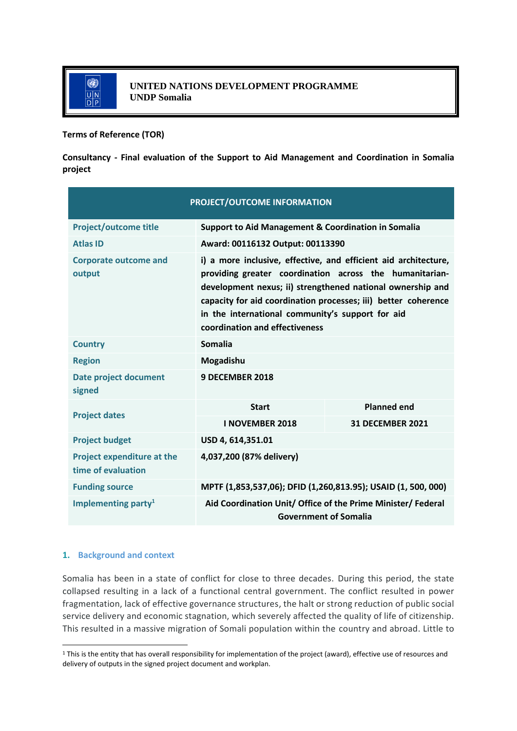**UNITED NATIONS DEVELOPMENT PROGRAMME**
**UNDP Somalia**

**Terms of Reference (TOR)**

**Consultancy - Final evaluation of the Support to Aid Management and Coordination in Somalia project**

| PROJECT/OUTCOME INFORMATION | | |
|---|---|---|
| Project/outcome title | Support to Aid Management & Coordination in Somalia | |
| Atlas ID | Award: 00116132 Output: 00113390 | |
| Corporate outcome and output | i) a more inclusive, effective, and efficient aid architecture, providing greater coordination across the humanitarian-development nexus; ii) strengthened national ownership and capacity for aid coordination processes; iii) better coherence in the international community's support for aid coordination and effectiveness | |
| Country | Somalia | |
| Region | Mogadishu | |
| Date project document signed | 9 DECEMBER 2018 | |
| Project dates | Start | Planned end |
| | I NOVEMBER 2018 | 31 DECEMBER 2021 |
| Project budget | USD 4, 614,351.01 | |
| Project expenditure at the time of evaluation | 4,037,200 (87% delivery) | |
| Funding source | MPTF (1,853,537,06); DFID (1,260,813.95); USAID (1, 500, 000) | |
| Implementing party[1] | Aid Coordination Unit/ Office of the Prime Minister/ Federal Government of Somalia | |

## 1. Background and context

Somalia has been in a state of conflict for close to three decades. During this period, the state collapsed resulting in a lack of a functional central government. The conflict resulted in power fragmentation, lack of effective governance structures, the halt or strong reduction of public social service delivery and economic stagnation, which severely affected the quality of life of citizenship. This resulted in a massive migration of Somali population within the country and abroad. Little to

[1] This is the entity that has overall responsibility for implementation of the project (award), effective use of resources and delivery of outputs in the signed project document and workplan.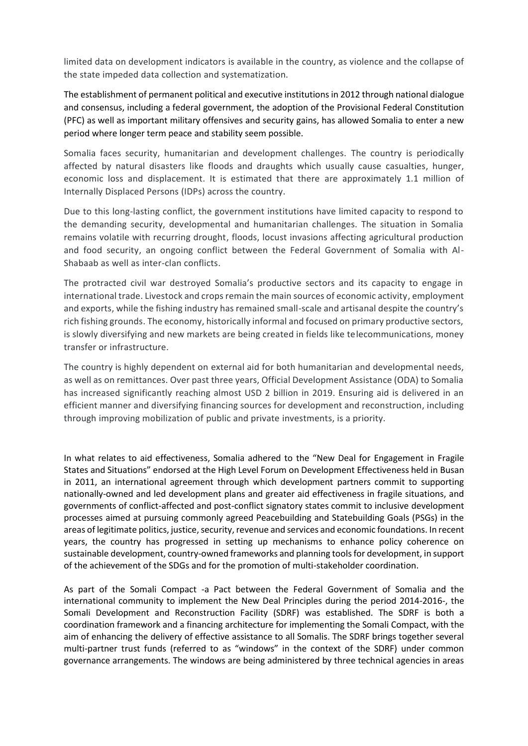limited data on development indicators is available in the country, as violence and the collapse of the state impeded data collection and systematization.

The establishment of permanent political and executive institutions in 2012 through national dialogue and consensus, including a federal government, the adoption of the Provisional Federal Constitution (PFC) as well as important military offensives and security gains, has allowed Somalia to enter a new period where longer term peace and stability seem possible.

Somalia faces security, humanitarian and development challenges. The country is periodically affected by natural disasters like floods and draughts which usually cause casualties, hunger, economic loss and displacement. It is estimated that there are approximately 1.1 million of Internally Displaced Persons (IDPs) across the country.

Due to this long-lasting conflict, the government institutions have limited capacity to respond to the demanding security, developmental and humanitarian challenges. The situation in Somalia remains volatile with recurring drought, floods, locust invasions affecting agricultural production and food security, an ongoing conflict between the Federal Government of Somalia with Al-Shabaab as well as inter-clan conflicts.

The protracted civil war destroyed Somalia's productive sectors and its capacity to engage in international trade. Livestock and crops remain the main sources of economic activity, employment and exports, while the fishing industry has remained small-scale and artisanal despite the country's rich fishing grounds. The economy, historically informal and focused on primary productive sectors, is slowly diversifying and new markets are being created in fields like telecommunications, money transfer or infrastructure.

The country is highly dependent on external aid for both humanitarian and developmental needs, as well as on remittances. Over past three years, Official Development Assistance (ODA) to Somalia has increased significantly reaching almost USD 2 billion in 2019. Ensuring aid is delivered in an efficient manner and diversifying financing sources for development and reconstruction, including through improving mobilization of public and private investments, is a priority.

In what relates to aid effectiveness, Somalia adhered to the "New Deal for Engagement in Fragile States and Situations" endorsed at the High Level Forum on Development Effectiveness held in Busan in 2011, an international agreement through which development partners commit to supporting nationally-owned and led development plans and greater aid effectiveness in fragile situations, and governments of conflict-affected and post-conflict signatory states commit to inclusive development processes aimed at pursuing commonly agreed Peacebuilding and Statebuilding Goals (PSGs) in the areas of legitimate politics, justice, security, revenue and services and economic foundations. In recent years, the country has progressed in setting up mechanisms to enhance policy coherence on sustainable development, country-owned frameworks and planning tools for development, in support of the achievement of the SDGs and for the promotion of multi-stakeholder coordination.

As part of the Somali Compact -a Pact between the Federal Government of Somalia and the international community to implement the New Deal Principles during the period 2014-2016-, the Somali Development and Reconstruction Facility (SDRF) was established. The SDRF is both a coordination framework and a financing architecture for implementing the Somali Compact, with the aim of enhancing the delivery of effective assistance to all Somalis. The SDRF brings together several multi-partner trust funds (referred to as "windows" in the context of the SDRF) under common governance arrangements. The windows are being administered by three technical agencies in areas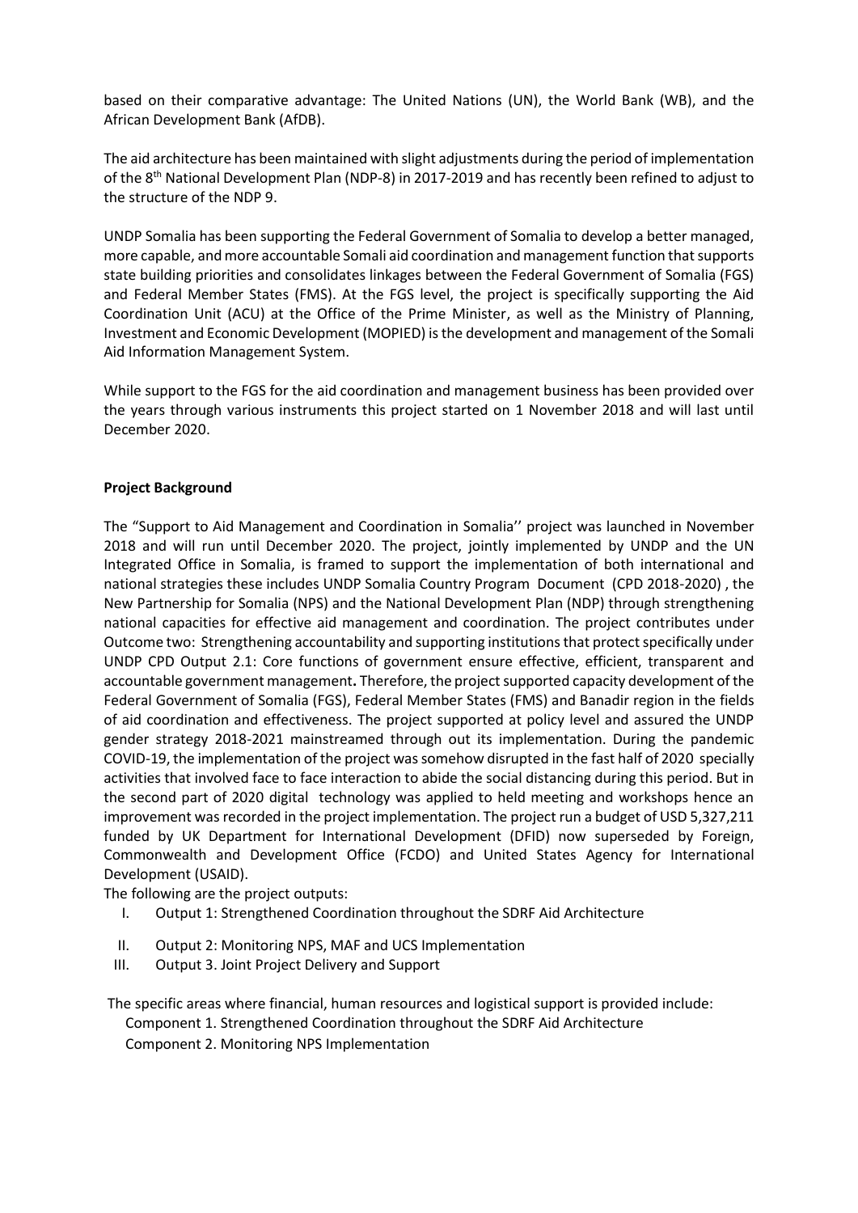based on their comparative advantage: The United Nations (UN), the World Bank (WB), and the African Development Bank (AfDB).

The aid architecture has been maintained with slight adjustments during the period of implementation of the 8th National Development Plan (NDP-8) in 2017-2019 and has recently been refined to adjust to the structure of the NDP 9.

UNDP Somalia has been supporting the Federal Government of Somalia to develop a better managed, more capable, and more accountable Somali aid coordination and management function that supports state building priorities and consolidates linkages between the Federal Government of Somalia (FGS) and Federal Member States (FMS). At the FGS level, the project is specifically supporting the Aid Coordination Unit (ACU) at the Office of the Prime Minister, as well as the Ministry of Planning, Investment and Economic Development (MOPIED) is the development and management of the Somali Aid Information Management System.

While support to the FGS for the aid coordination and management business has been provided over the years through various instruments this project started on 1 November 2018 and will last until December 2020.

**Project Background**

The "Support to Aid Management and Coordination in Somalia'' project was launched in November 2018 and will run until December 2020. The project, jointly implemented by UNDP and the UN Integrated Office in Somalia, is framed to support the implementation of both international and national strategies these includes UNDP Somalia Country Program Document (CPD 2018-2020) , the New Partnership for Somalia (NPS) and the National Development Plan (NDP) through strengthening national capacities for effective aid management and coordination. The project contributes under Outcome two: Strengthening accountability and supporting institutions that protect specifically under UNDP CPD Output 2.1: Core functions of government ensure effective, efficient, transparent and accountable government management**.** Therefore, the project supported capacity development of the Federal Government of Somalia (FGS), Federal Member States (FMS) and Banadir region in the fields of aid coordination and effectiveness. The project supported at policy level and assured the UNDP gender strategy 2018-2021 mainstreamed through out its implementation. During the pandemic COVID-19, the implementation of the project was somehow disrupted in the fast half of 2020 specially activities that involved face to face interaction to abide the social distancing during this period. But in the second part of 2020 digital technology was applied to held meeting and workshops hence an improvement was recorded in the project implementation. The project run a budget of USD 5,327,211 funded by UK Department for International Development (DFID) now superseded by Foreign, Commonwealth and Development Office (FCDO) and United States Agency for International Development (USAID).

The following are the project outputs:

I. Output 1: Strengthened Coordination throughout the SDRF Aid Architecture
II. Output 2: Monitoring NPS, MAF and UCS Implementation
III. Output 3. Joint Project Delivery and Support

The specific areas where financial, human resources and logistical support is provided include:

Component 1. Strengthened Coordination throughout the SDRF Aid Architecture

Component 2. Monitoring NPS Implementation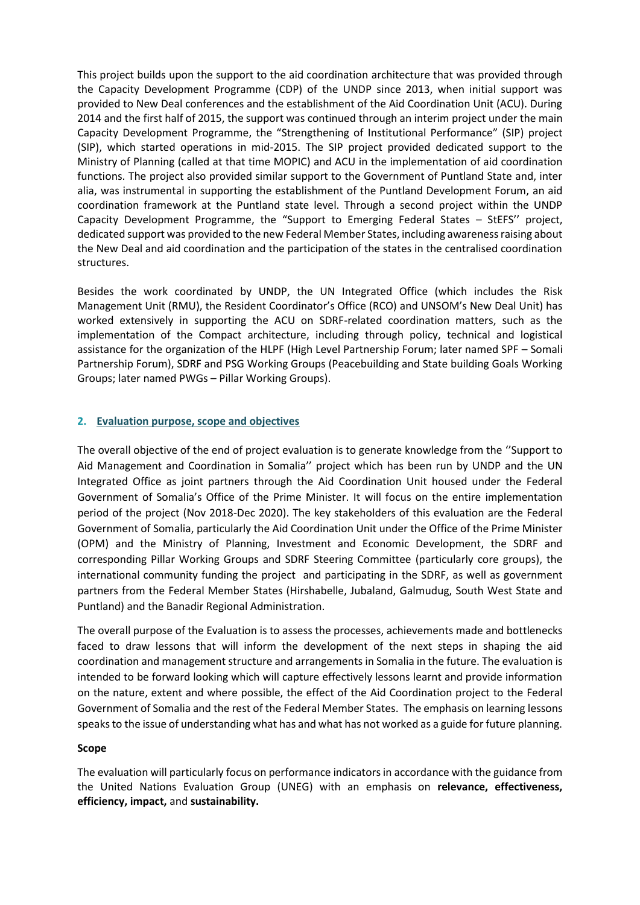This project builds upon the support to the aid coordination architecture that was provided through the Capacity Development Programme (CDP) of the UNDP since 2013, when initial support was provided to New Deal conferences and the establishment of the Aid Coordination Unit (ACU). During 2014 and the first half of 2015, the support was continued through an interim project under the main Capacity Development Programme, the "Strengthening of Institutional Performance" (SIP) project (SIP), which started operations in mid-2015. The SIP project provided dedicated support to the Ministry of Planning (called at that time MOPIC) and ACU in the implementation of aid coordination functions. The project also provided similar support to the Government of Puntland State and, inter alia, was instrumental in supporting the establishment of the Puntland Development Forum, an aid coordination framework at the Puntland state level. Through a second project within the UNDP Capacity Development Programme, the "Support to Emerging Federal States – StEFS'' project, dedicated support was provided to the new Federal Member States, including awareness raising about the New Deal and aid coordination and the participation of the states in the centralised coordination structures.

Besides the work coordinated by UNDP, the UN Integrated Office (which includes the Risk Management Unit (RMU), the Resident Coordinator's Office (RCO) and UNSOM's New Deal Unit) has worked extensively in supporting the ACU on SDRF-related coordination matters, such as the implementation of the Compact architecture, including through policy, technical and logistical assistance for the organization of the HLPF (High Level Partnership Forum; later named SPF – Somali Partnership Forum), SDRF and PSG Working Groups (Peacebuilding and State building Goals Working Groups; later named PWGs – Pillar Working Groups).

## 2. Evaluation purpose, scope and objectives

The overall objective of the end of project evaluation is to generate knowledge from the ''Support to Aid Management and Coordination in Somalia'' project which has been run by UNDP and the UN Integrated Office as joint partners through the Aid Coordination Unit housed under the Federal Government of Somalia's Office of the Prime Minister. It will focus on the entire implementation period of the project (Nov 2018-Dec 2020). The key stakeholders of this evaluation are the Federal Government of Somalia, particularly the Aid Coordination Unit under the Office of the Prime Minister (OPM) and the Ministry of Planning, Investment and Economic Development, the SDRF and corresponding Pillar Working Groups and SDRF Steering Committee (particularly core groups), the international community funding the project and participating in the SDRF, as well as government partners from the Federal Member States (Hirshabelle, Jubaland, Galmudug, South West State and Puntland) and the Banadir Regional Administration.

The overall purpose of the Evaluation is to assess the processes, achievements made and bottlenecks faced to draw lessons that will inform the development of the next steps in shaping the aid coordination and management structure and arrangements in Somalia in the future. The evaluation is intended to be forward looking which will capture effectively lessons learnt and provide information on the nature, extent and where possible, the effect of the Aid Coordination project to the Federal Government of Somalia and the rest of the Federal Member States. The emphasis on learning lessons speaks to the issue of understanding what has and what has not worked as a guide for future planning.

**Scope**

The evaluation will particularly focus on performance indicators in accordance with the guidance from the United Nations Evaluation Group (UNEG) with an emphasis on **relevance, effectiveness, efficiency, impact,** and **sustainability.**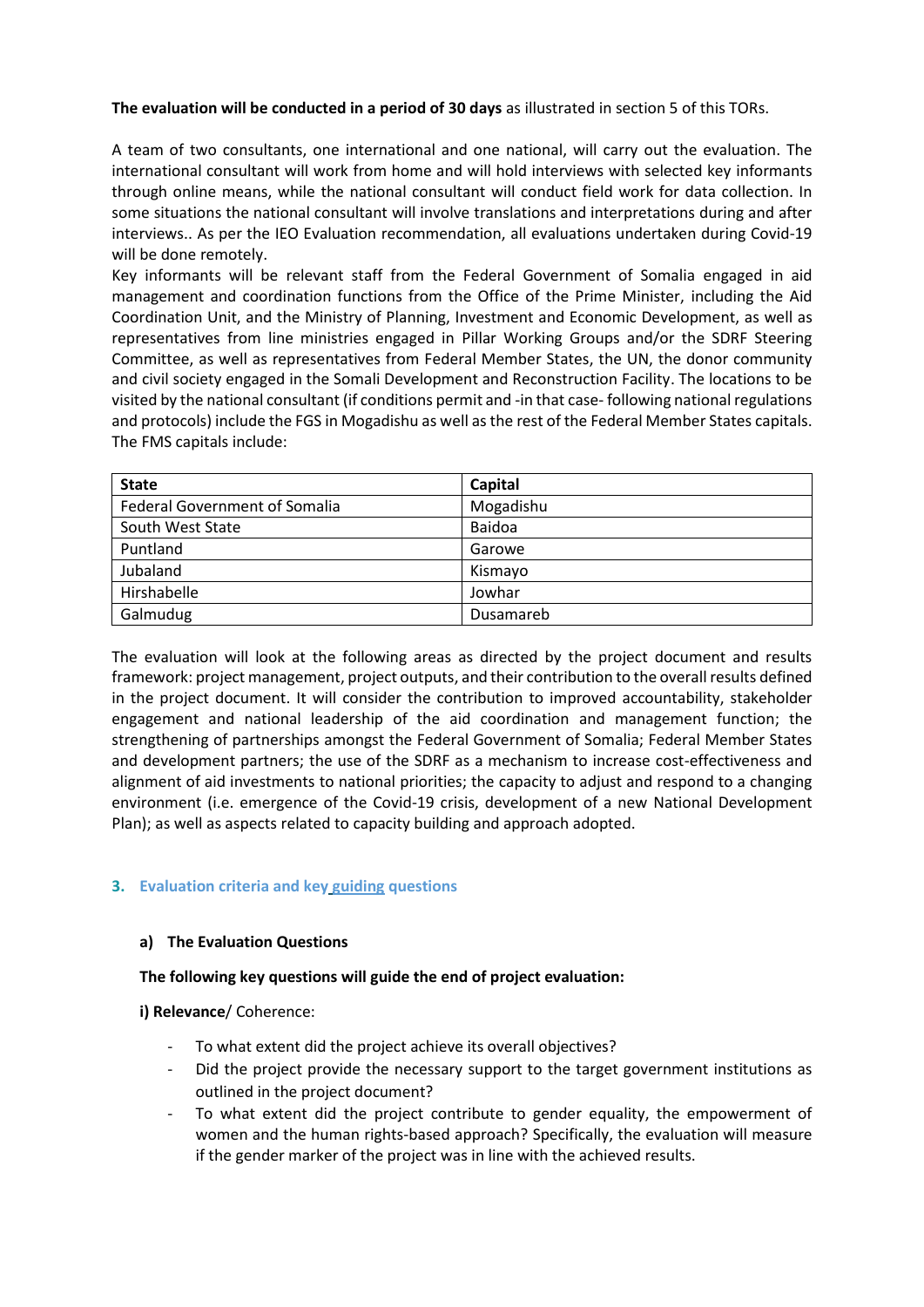**The evaluation will be conducted in a period of 30 days** as illustrated in section 5 of this TORs.

A team of two consultants, one international and one national, will carry out the evaluation. The international consultant will work from home and will hold interviews with selected key informants through online means, while the national consultant will conduct field work for data collection. In some situations the national consultant will involve translations and interpretations during and after interviews.. As per the IEO Evaluation recommendation, all evaluations undertaken during Covid-19 will be done remotely.

Key informants will be relevant staff from the Federal Government of Somalia engaged in aid management and coordination functions from the Office of the Prime Minister, including the Aid Coordination Unit, and the Ministry of Planning, Investment and Economic Development, as well as representatives from line ministries engaged in Pillar Working Groups and/or the SDRF Steering Committee, as well as representatives from Federal Member States, the UN, the donor community and civil society engaged in the Somali Development and Reconstruction Facility. The locations to be visited by the national consultant (if conditions permit and -in that case- following national regulations and protocols) include the FGS in Mogadishu as well as the rest of the Federal Member States capitals. The FMS capitals include:

| State | Capital |
|---|---|
| Federal Government of Somalia | Mogadishu |
| South West State | Baidoa |
| Puntland | Garowe |
| Jubaland | Kismayo |
| Hirshabelle | Jowhar |
| Galmudug | Dusamareb |

The evaluation will look at the following areas as directed by the project document and results framework: project management, project outputs, and their contribution to the overall results defined in the project document. It will consider the contribution to improved accountability, stakeholder engagement and national leadership of the aid coordination and management function; the strengthening of partnerships amongst the Federal Government of Somalia; Federal Member States and development partners; the use of the SDRF as a mechanism to increase cost-effectiveness and alignment of aid investments to national priorities; the capacity to adjust and respond to a changing environment (i.e. emergence of the Covid-19 crisis, development of a new National Development Plan); as well as aspects related to capacity building and approach adopted.

## 3. Evaluation criteria and key guiding questions

### a) The Evaluation Questions

**The following key questions will guide the end of project evaluation:**

**i) Relevance**/ Coherence:

- To what extent did the project achieve its overall objectives?
- Did the project provide the necessary support to the target government institutions as outlined in the project document?
- To what extent did the project contribute to gender equality, the empowerment of women and the human rights-based approach? Specifically, the evaluation will measure if the gender marker of the project was in line with the achieved results.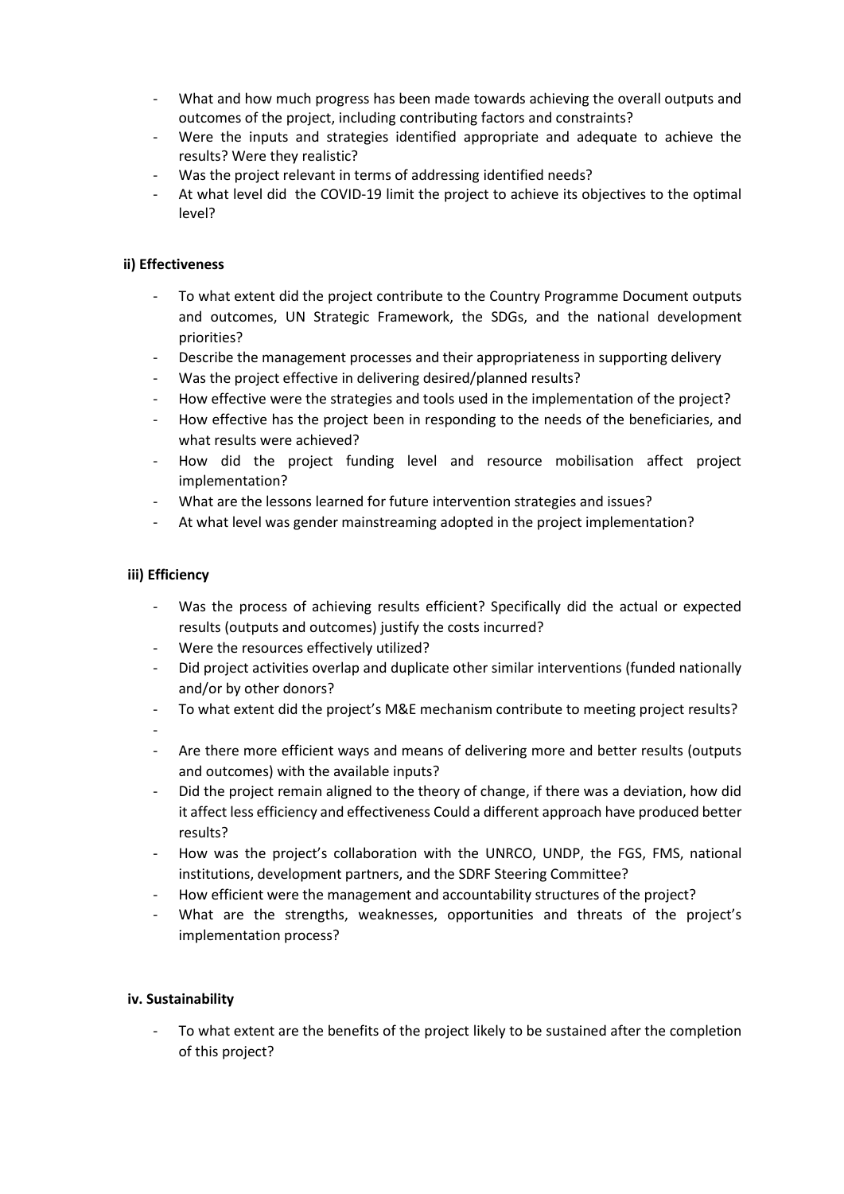- What and how much progress has been made towards achieving the overall outputs and outcomes of the project, including contributing factors and constraints?
- Were the inputs and strategies identified appropriate and adequate to achieve the results? Were they realistic?
- Was the project relevant in terms of addressing identified needs?
- At what level did the COVID-19 limit the project to achieve its objectives to the optimal level?

**ii) Effectiveness**

- To what extent did the project contribute to the Country Programme Document outputs and outcomes, UN Strategic Framework, the SDGs, and the national development priorities?
- Describe the management processes and their appropriateness in supporting delivery
- Was the project effective in delivering desired/planned results?
- How effective were the strategies and tools used in the implementation of the project?
- How effective has the project been in responding to the needs of the beneficiaries, and what results were achieved?
- How did the project funding level and resource mobilisation affect project implementation?
- What are the lessons learned for future intervention strategies and issues?
- At what level was gender mainstreaming adopted in the project implementation?

**iii) Efficiency**

- Was the process of achieving results efficient? Specifically did the actual or expected results (outputs and outcomes) justify the costs incurred?
- Were the resources effectively utilized?
- Did project activities overlap and duplicate other similar interventions (funded nationally and/or by other donors?
- To what extent did the project's M&E mechanism contribute to meeting project results?
-
- Are there more efficient ways and means of delivering more and better results (outputs and outcomes) with the available inputs?
- Did the project remain aligned to the theory of change, if there was a deviation, how did it affect less efficiency and effectiveness Could a different approach have produced better results?
- How was the project's collaboration with the UNRCO, UNDP, the FGS, FMS, national institutions, development partners, and the SDRF Steering Committee?
- How efficient were the management and accountability structures of the project?
- What are the strengths, weaknesses, opportunities and threats of the project's implementation process?

**iv. Sustainability**

- To what extent are the benefits of the project likely to be sustained after the completion of this project?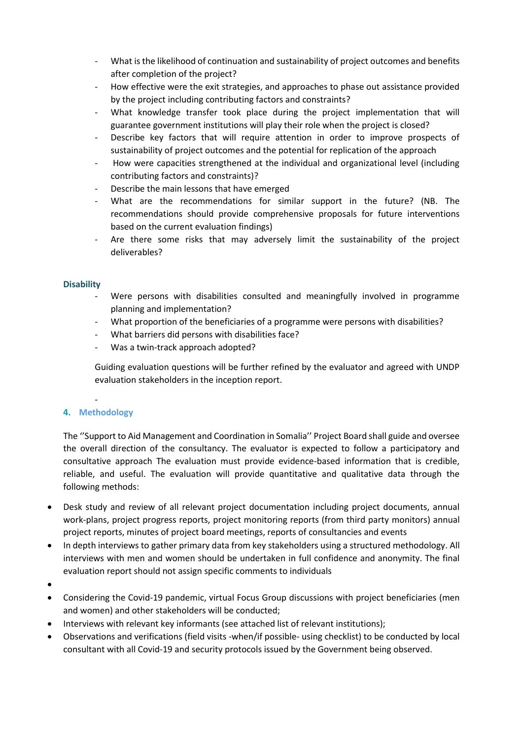- What is the likelihood of continuation and sustainability of project outcomes and benefits after completion of the project?
- How effective were the exit strategies, and approaches to phase out assistance provided by the project including contributing factors and constraints?
- What knowledge transfer took place during the project implementation that will guarantee government institutions will play their role when the project is closed?
- Describe key factors that will require attention in order to improve prospects of sustainability of project outcomes and the potential for replication of the approach
- How were capacities strengthened at the individual and organizational level (including contributing factors and constraints)?
- Describe the main lessons that have emerged
- What are the recommendations for similar support in the future? (NB. The recommendations should provide comprehensive proposals for future interventions based on the current evaluation findings)
- Are there some risks that may adversely limit the sustainability of the project deliverables?

### Disability

- Were persons with disabilities consulted and meaningfully involved in programme planning and implementation?
- What proportion of the beneficiaries of a programme were persons with disabilities?
- What barriers did persons with disabilities face?
- Was a twin-track approach adopted?

Guiding evaluation questions will be further refined by the evaluator and agreed with UNDP evaluation stakeholders in the inception report.

-

## 4. Methodology

The ''Support to Aid Management and Coordination in Somalia'' Project Board shall guide and oversee the overall direction of the consultancy. The evaluator is expected to follow a participatory and consultative approach The evaluation must provide evidence-based information that is credible, reliable, and useful. The evaluation will provide quantitative and qualitative data through the following methods:

- Desk study and review of all relevant project documentation including project documents, annual work-plans, project progress reports, project monitoring reports (from third party monitors) annual project reports, minutes of project board meetings, reports of consultancies and events
- In depth interviews to gather primary data from key stakeholders using a structured methodology. All interviews with men and women should be undertaken in full confidence and anonymity. The final evaluation report should not assign specific comments to individuals
- 
- Considering the Covid-19 pandemic, virtual Focus Group discussions with project beneficiaries (men and women) and other stakeholders will be conducted;
- Interviews with relevant key informants (see attached list of relevant institutions);
- Observations and verifications (field visits -when/if possible- using checklist) to be conducted by local consultant with all Covid-19 and security protocols issued by the Government being observed.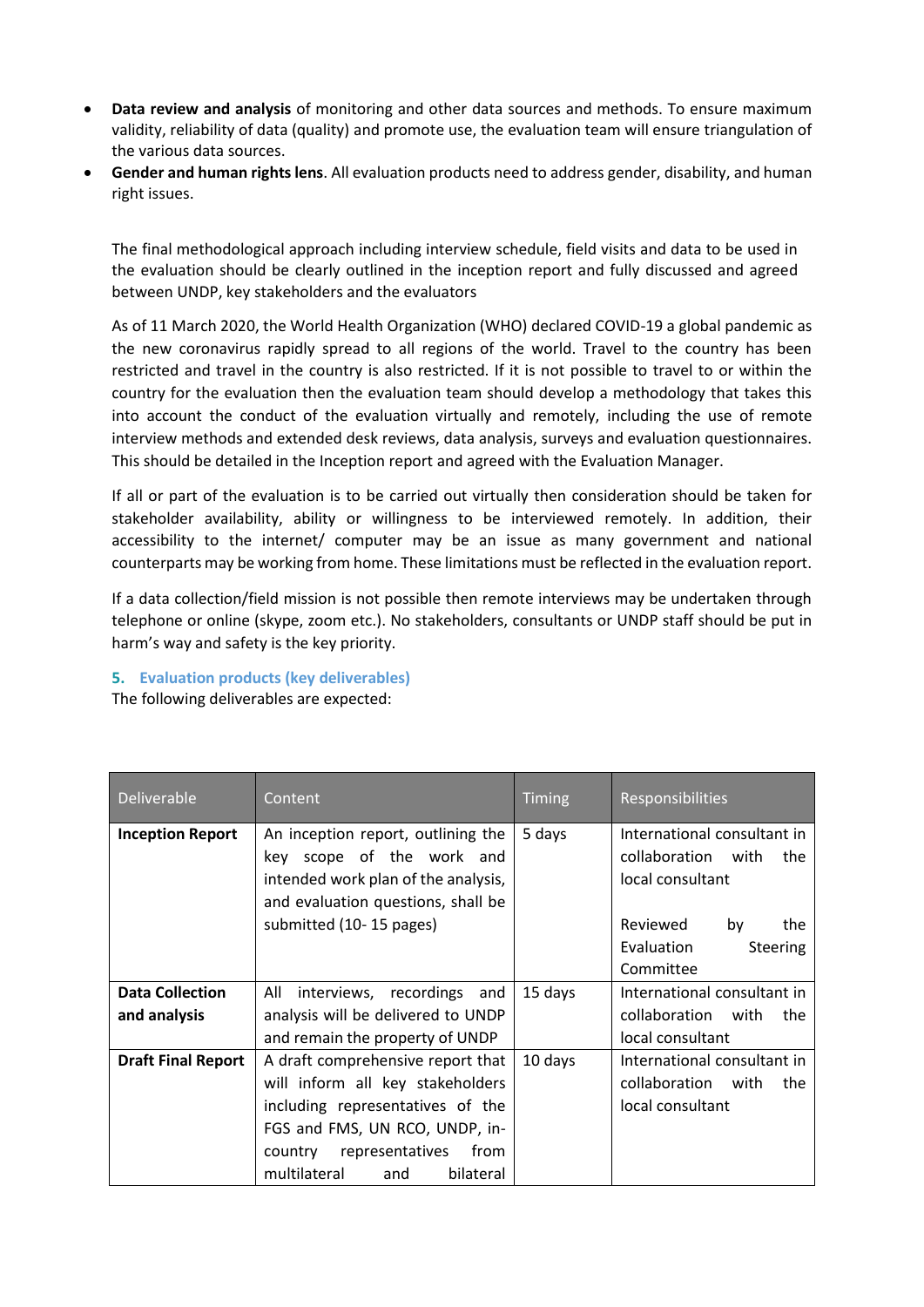- **Data review and analysis** of monitoring and other data sources and methods. To ensure maximum validity, reliability of data (quality) and promote use, the evaluation team will ensure triangulation of the various data sources.
- **Gender and human rights lens**. All evaluation products need to address gender, disability, and human right issues.

The final methodological approach including interview schedule, field visits and data to be used in the evaluation should be clearly outlined in the inception report and fully discussed and agreed between UNDP, key stakeholders and the evaluators

As of 11 March 2020, the World Health Organization (WHO) declared COVID-19 a global pandemic as the new coronavirus rapidly spread to all regions of the world. Travel to the country has been restricted and travel in the country is also restricted. If it is not possible to travel to or within the country for the evaluation then the evaluation team should develop a methodology that takes this into account the conduct of the evaluation virtually and remotely, including the use of remote interview methods and extended desk reviews, data analysis, surveys and evaluation questionnaires. This should be detailed in the Inception report and agreed with the Evaluation Manager.

If all or part of the evaluation is to be carried out virtually then consideration should be taken for stakeholder availability, ability or willingness to be interviewed remotely. In addition, their accessibility to the internet/ computer may be an issue as many government and national counterparts may be working from home. These limitations must be reflected in the evaluation report.

If a data collection/field mission is not possible then remote interviews may be undertaken through telephone or online (skype, zoom etc.). No stakeholders, consultants or UNDP staff should be put in harm's way and safety is the key priority.

## 5. Evaluation products (key deliverables)

The following deliverables are expected:

| Deliverable | Content | Timing | Responsibilities |
|---|---|---|---|
| **Inception Report** | An inception report, outlining the key scope of the work and intended work plan of the analysis, and evaluation questions, shall be submitted (10- 15 pages) | 5 days | International consultant in collaboration with the local consultant<br><br>Reviewed by the Evaluation Steering Committee |
| **Data Collection and analysis** | All interviews, recordings and analysis will be delivered to UNDP and remain the property of UNDP | 15 days | International consultant in collaboration with the local consultant |
| **Draft Final Report** | A draft comprehensive report that will inform all key stakeholders including representatives of the FGS and FMS, UN RCO, UNDP, in-country representatives from multilateral and bilateral | 10 days | International consultant in collaboration with the local consultant |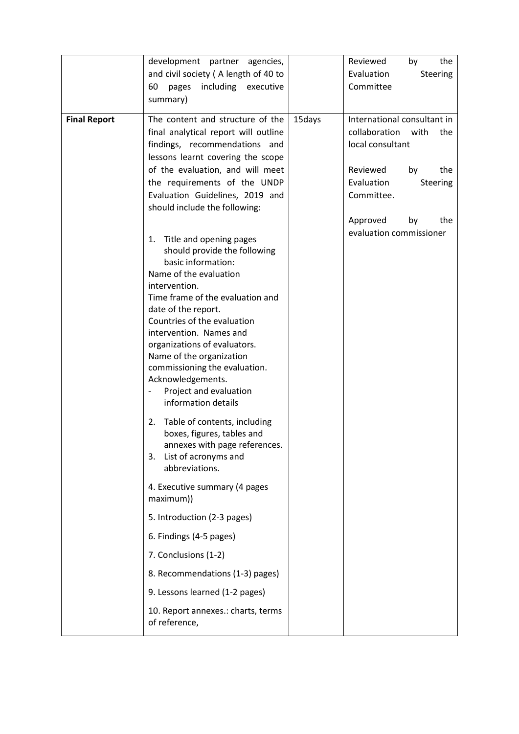| | | | |
|---|---|---|---|
| | development partner agencies, and civil society ( A length of 40 to 60 pages including executive summary) | | Reviewed by the Evaluation Steering Committee |
| **Final Report** | The content and structure of the final analytical report will outline findings, recommendations and lessons learnt covering the scope of the evaluation, and will meet the requirements of the UNDP Evaluation Guidelines, 2019 and should include the following:<br><br>1. Title and opening pages should provide the following basic information:<br>Name of the evaluation intervention.<br>Time frame of the evaluation and date of the report.<br>Countries of the evaluation intervention. Names and organizations of evaluators.<br>Name of the organization commissioning the evaluation.<br>Acknowledgements.<br>- Project and evaluation information details<br><br>2. Table of contents, including boxes, figures, tables and annexes with page references.<br>3. List of acronyms and abbreviations.<br><br>4. Executive summary (4 pages maximum))<br><br>5. Introduction (2-3 pages)<br><br>6. Findings (4-5 pages)<br><br>7. Conclusions (1-2)<br><br>8. Recommendations (1-3) pages)<br><br>9. Lessons learned (1-2 pages)<br><br>10. Report annexes.: charts, terms of reference, | 15days | International consultant in collaboration with the local consultant<br><br>Reviewed by the Evaluation Steering Committee.<br><br>Approved by the evaluation commissioner |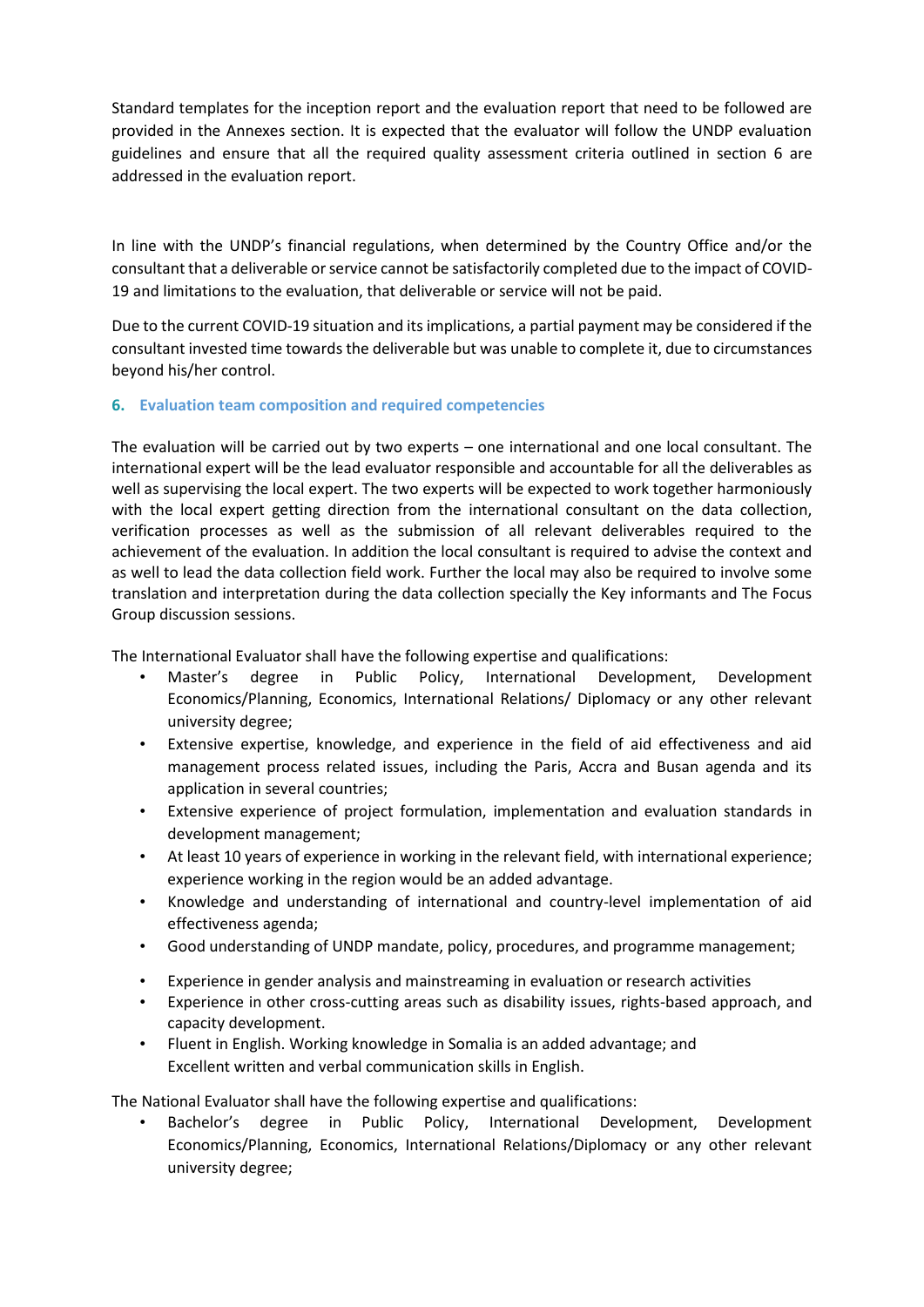Standard templates for the inception report and the evaluation report that need to be followed are provided in the Annexes section. It is expected that the evaluator will follow the UNDP evaluation guidelines and ensure that all the required quality assessment criteria outlined in section 6 are addressed in the evaluation report.

In line with the UNDP's financial regulations, when determined by the Country Office and/or the consultant that a deliverable or service cannot be satisfactorily completed due to the impact of COVID-19 and limitations to the evaluation, that deliverable or service will not be paid.

Due to the current COVID-19 situation and its implications, a partial payment may be considered if the consultant invested time towards the deliverable but was unable to complete it, due to circumstances beyond his/her control.

## 6. Evaluation team composition and required competencies

The evaluation will be carried out by two experts – one international and one local consultant. The international expert will be the lead evaluator responsible and accountable for all the deliverables as well as supervising the local expert. The two experts will be expected to work together harmoniously with the local expert getting direction from the international consultant on the data collection, verification processes as well as the submission of all relevant deliverables required to the achievement of the evaluation. In addition the local consultant is required to advise the context and as well to lead the data collection field work. Further the local may also be required to involve some translation and interpretation during the data collection specially the Key informants and The Focus Group discussion sessions.

The International Evaluator shall have the following expertise and qualifications:

- Master's degree in Public Policy, International Development, Development Economics/Planning, Economics, International Relations/ Diplomacy or any other relevant university degree;
- Extensive expertise, knowledge, and experience in the field of aid effectiveness and aid management process related issues, including the Paris, Accra and Busan agenda and its application in several countries;
- Extensive experience of project formulation, implementation and evaluation standards in development management;
- At least 10 years of experience in working in the relevant field, with international experience; experience working in the region would be an added advantage.
- Knowledge and understanding of international and country-level implementation of aid effectiveness agenda;
- Good understanding of UNDP mandate, policy, procedures, and programme management;
- Experience in gender analysis and mainstreaming in evaluation or research activities
- Experience in other cross-cutting areas such as disability issues, rights-based approach, and capacity development.
- Fluent in English. Working knowledge in Somalia is an added advantage; and Excellent written and verbal communication skills in English.

The National Evaluator shall have the following expertise and qualifications:

- Bachelor's degree in Public Policy, International Development, Development Economics/Planning, Economics, International Relations/Diplomacy or any other relevant university degree;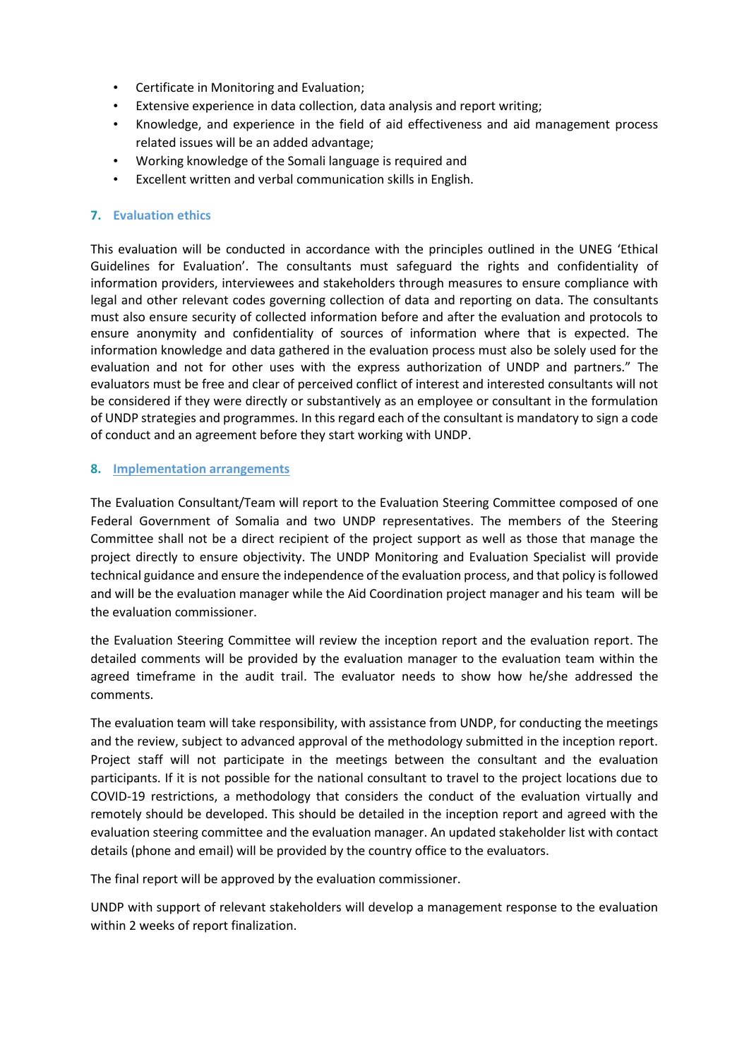- Certificate in Monitoring and Evaluation;
- Extensive experience in data collection, data analysis and report writing;
- Knowledge, and experience in the field of aid effectiveness and aid management process related issues will be an added advantage;
- Working knowledge of the Somali language is required and
- Excellent written and verbal communication skills in English.

## 7. Evaluation ethics

This evaluation will be conducted in accordance with the principles outlined in the UNEG 'Ethical Guidelines for Evaluation'. The consultants must safeguard the rights and confidentiality of information providers, interviewees and stakeholders through measures to ensure compliance with legal and other relevant codes governing collection of data and reporting on data. The consultants must also ensure security of collected information before and after the evaluation and protocols to ensure anonymity and confidentiality of sources of information where that is expected. The information knowledge and data gathered in the evaluation process must also be solely used for the evaluation and not for other uses with the express authorization of UNDP and partners." The evaluators must be free and clear of perceived conflict of interest and interested consultants will not be considered if they were directly or substantively as an employee or consultant in the formulation of UNDP strategies and programmes. In this regard each of the consultant is mandatory to sign a code of conduct and an agreement before they start working with UNDP.

## 8. Implementation arrangements

The Evaluation Consultant/Team will report to the Evaluation Steering Committee composed of one Federal Government of Somalia and two UNDP representatives. The members of the Steering Committee shall not be a direct recipient of the project support as well as those that manage the project directly to ensure objectivity. The UNDP Monitoring and Evaluation Specialist will provide technical guidance and ensure the independence of the evaluation process, and that policy is followed and will be the evaluation manager while the Aid Coordination project manager and his team will be the evaluation commissioner.

the Evaluation Steering Committee will review the inception report and the evaluation report. The detailed comments will be provided by the evaluation manager to the evaluation team within the agreed timeframe in the audit trail. The evaluator needs to show how he/she addressed the comments.

The evaluation team will take responsibility, with assistance from UNDP, for conducting the meetings and the review, subject to advanced approval of the methodology submitted in the inception report. Project staff will not participate in the meetings between the consultant and the evaluation participants. If it is not possible for the national consultant to travel to the project locations due to COVID-19 restrictions, a methodology that considers the conduct of the evaluation virtually and remotely should be developed. This should be detailed in the inception report and agreed with the evaluation steering committee and the evaluation manager. An updated stakeholder list with contact details (phone and email) will be provided by the country office to the evaluators.

The final report will be approved by the evaluation commissioner.

UNDP with support of relevant stakeholders will develop a management response to the evaluation within 2 weeks of report finalization.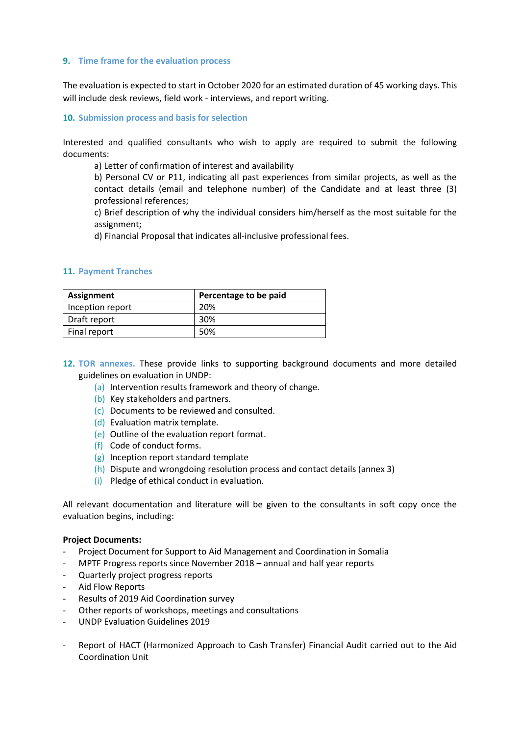## 9. Time frame for the evaluation process

The evaluation is expected to start in October 2020 for an estimated duration of 45 working days. This will include desk reviews, field work - interviews, and report writing.

## 10. Submission process and basis for selection

Interested and qualified consultants who wish to apply are required to submit the following documents:

a) Letter of confirmation of interest and availability

b) Personal CV or P11, indicating all past experiences from similar projects, as well as the contact details (email and telephone number) of the Candidate and at least three (3) professional references;

c) Brief description of why the individual considers him/herself as the most suitable for the assignment;

d) Financial Proposal that indicates all-inclusive professional fees.

## 11. Payment Tranches

| Assignment | Percentage to be paid |
|---|---|
| Inception report | 20% |
| Draft report | 30% |
| Final report | 50% |

## 12. TOR annexes.

These provide links to supporting background documents and more detailed guidelines on evaluation in UNDP:

(a) Intervention results framework and theory of change.
(b) Key stakeholders and partners.
(c) Documents to be reviewed and consulted.
(d) Evaluation matrix template.
(e) Outline of the evaluation report format.
(f) Code of conduct forms.
(g) Inception report standard template
(h) Dispute and wrongdoing resolution process and contact details (annex 3)
(i) Pledge of ethical conduct in evaluation.

All relevant documentation and literature will be given to the consultants in soft copy once the evaluation begins, including:

**Project Documents:**

- Project Document for Support to Aid Management and Coordination in Somalia
- MPTF Progress reports since November 2018 – annual and half year reports
- Quarterly project progress reports
- Aid Flow Reports
- Results of 2019 Aid Coordination survey
- Other reports of workshops, meetings and consultations
- UNDP Evaluation Guidelines 2019
- Report of HACT (Harmonized Approach to Cash Transfer) Financial Audit carried out to the Aid Coordination Unit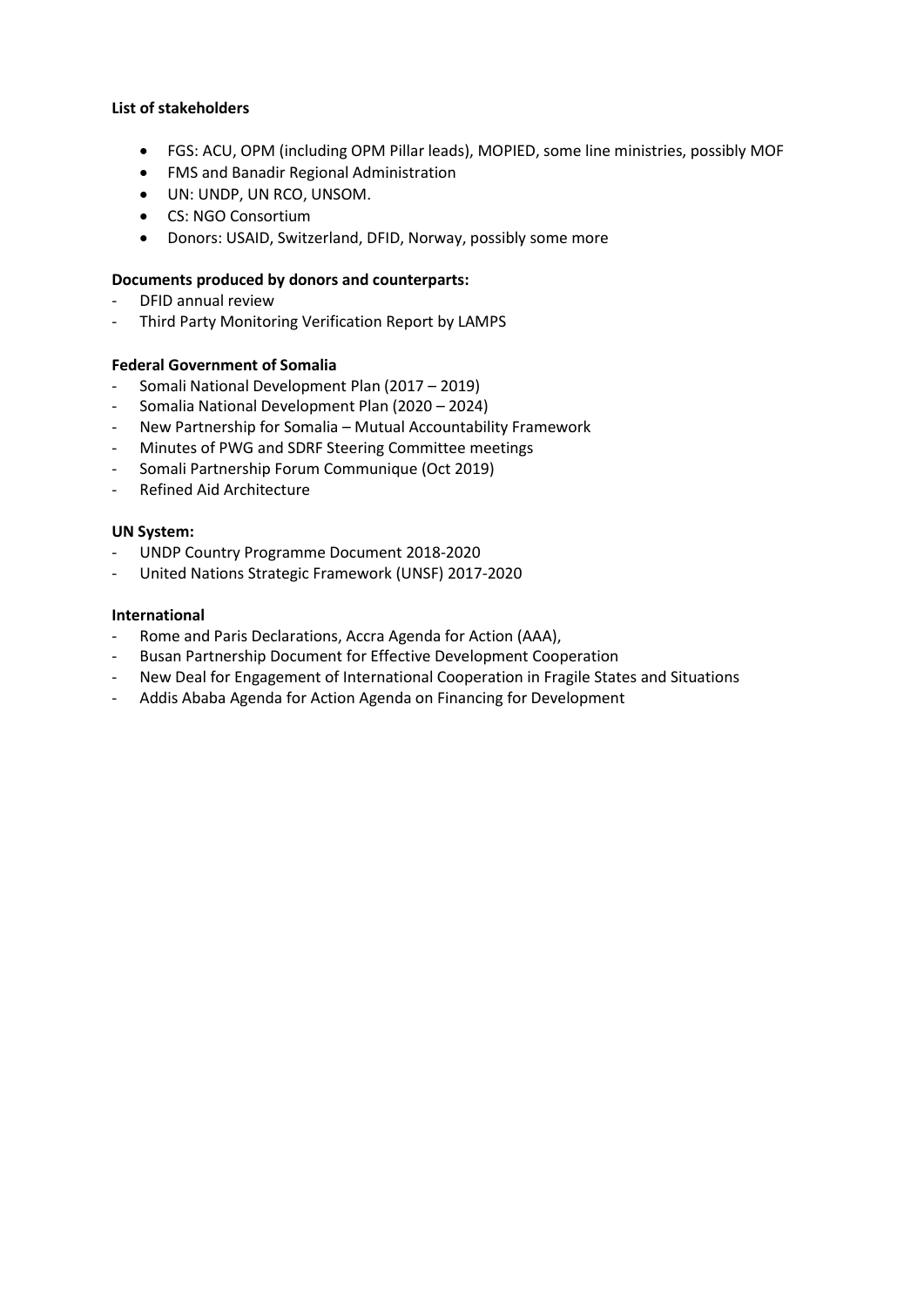**List of stakeholders**

- FGS: ACU, OPM (including OPM Pillar leads), MOPIED, some line ministries, possibly MOF
- FMS and Banadir Regional Administration
- UN: UNDP, UN RCO, UNSOM.
- CS: NGO Consortium
- Donors: USAID, Switzerland, DFID, Norway, possibly some more

**Documents produced by donors and counterparts:**

- DFID annual review
- Third Party Monitoring Verification Report by LAMPS

**Federal Government of Somalia**

- Somali National Development Plan (2017 – 2019)
- Somalia National Development Plan (2020 – 2024)
- New Partnership for Somalia – Mutual Accountability Framework
- Minutes of PWG and SDRF Steering Committee meetings
- Somali Partnership Forum Communique (Oct 2019)
- Refined Aid Architecture

**UN System:**

- UNDP Country Programme Document 2018-2020
- United Nations Strategic Framework (UNSF) 2017-2020

**International**

- Rome and Paris Declarations, Accra Agenda for Action (AAA),
- Busan Partnership Document for Effective Development Cooperation
- New Deal for Engagement of International Cooperation in Fragile States and Situations
- Addis Ababa Agenda for Action Agenda on Financing for Development